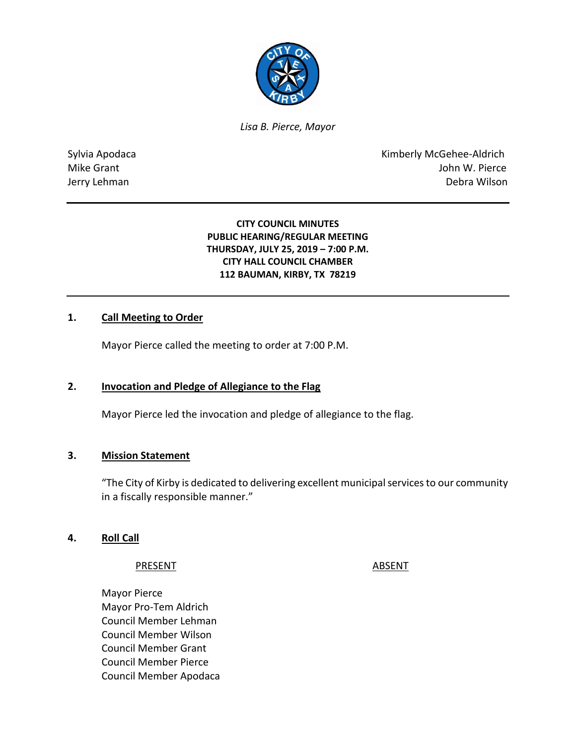*Lisa B. Pierce, Mayor*

Sylvia Apodaca
Mike Grant
Jerry Lehman

Kimberly McGehee-Aldrich
John W. Pierce
Debra Wilson

---

**CITY COUNCIL MINUTES**
**PUBLIC HEARING/REGULAR MEETING**
**THURSDAY, JULY 25, 2019 – 7:00 P.M.**
**CITY HALL COUNCIL CHAMBER**
**112 BAUMAN, KIRBY, TX 78219**

---

## 1. Call Meeting to Order

Mayor Pierce called the meeting to order at 7:00 P.M.

## 2. Invocation and Pledge of Allegiance to the Flag

Mayor Pierce led the invocation and pledge of allegiance to the flag.

## 3. Mission Statement

"The City of Kirby is dedicated to delivering excellent municipal services to our community in a fiscally responsible manner."

## 4. Roll Call

| PRESENT | ABSENT |
|---|---|
| Mayor Pierce | |
| Mayor Pro-Tem Aldrich | |
| Council Member Lehman | |
| Council Member Wilson | |
| Council Member Grant | |
| Council Member Pierce | |
| Council Member Apodaca | |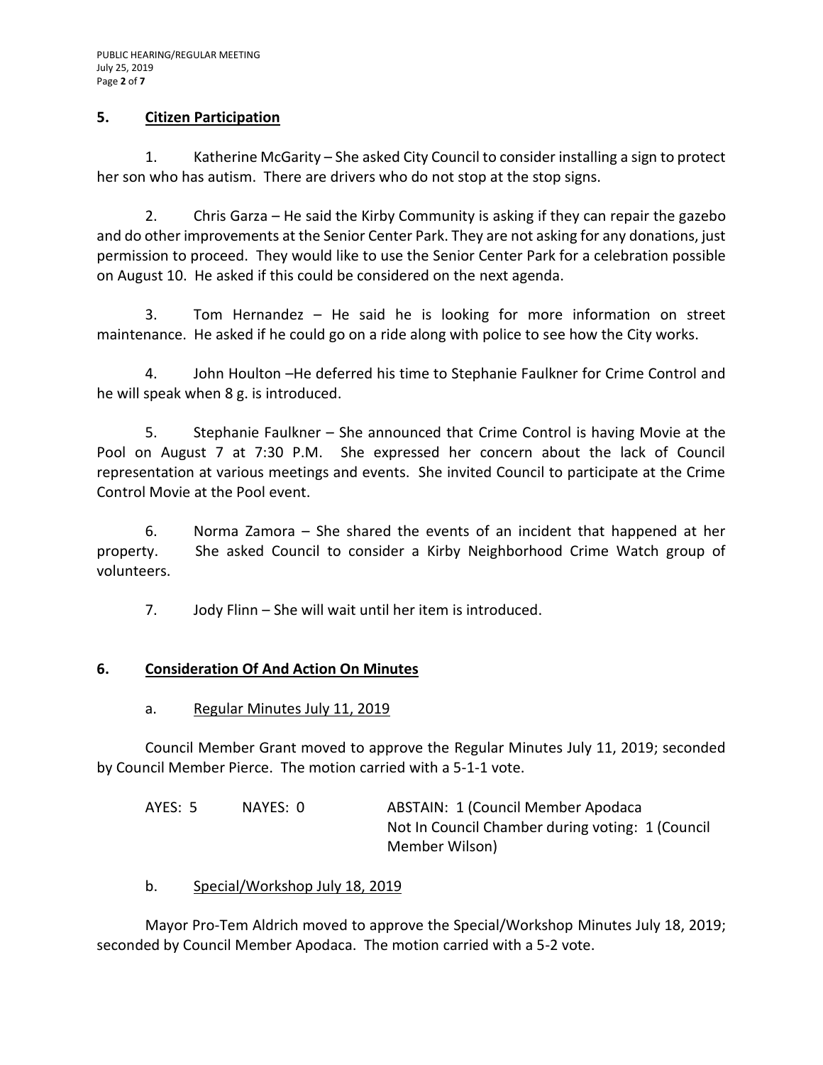## 5. Citizen Participation

1. Katherine McGarity – She asked City Council to consider installing a sign to protect her son who has autism. There are drivers who do not stop at the stop signs.

2. Chris Garza – He said the Kirby Community is asking if they can repair the gazebo and do other improvements at the Senior Center Park. They are not asking for any donations, just permission to proceed. They would like to use the Senior Center Park for a celebration possible on August 10. He asked if this could be considered on the next agenda.

3. Tom Hernandez – He said he is looking for more information on street maintenance. He asked if he could go on a ride along with police to see how the City works.

4. John Houlton –He deferred his time to Stephanie Faulkner for Crime Control and he will speak when 8 g. is introduced.

5. Stephanie Faulkner – She announced that Crime Control is having Movie at the Pool on August 7 at 7:30 P.M. She expressed her concern about the lack of Council representation at various meetings and events. She invited Council to participate at the Crime Control Movie at the Pool event.

6. Norma Zamora – She shared the events of an incident that happened at her property. She asked Council to consider a Kirby Neighborhood Crime Watch group of volunteers.

7. Jody Flinn – She will wait until her item is introduced.

## 6. Consideration Of And Action On Minutes

a. Regular Minutes July 11, 2019

Council Member Grant moved to approve the Regular Minutes July 11, 2019; seconded by Council Member Pierce. The motion carried with a 5-1-1 vote.

AYES: 5 NAYES: 0 ABSTAIN: 1 (Council Member Apodaca
Not In Council Chamber during voting: 1 (Council Member Wilson)

b. Special/Workshop July 18, 2019

Mayor Pro-Tem Aldrich moved to approve the Special/Workshop Minutes July 18, 2019; seconded by Council Member Apodaca. The motion carried with a 5-2 vote.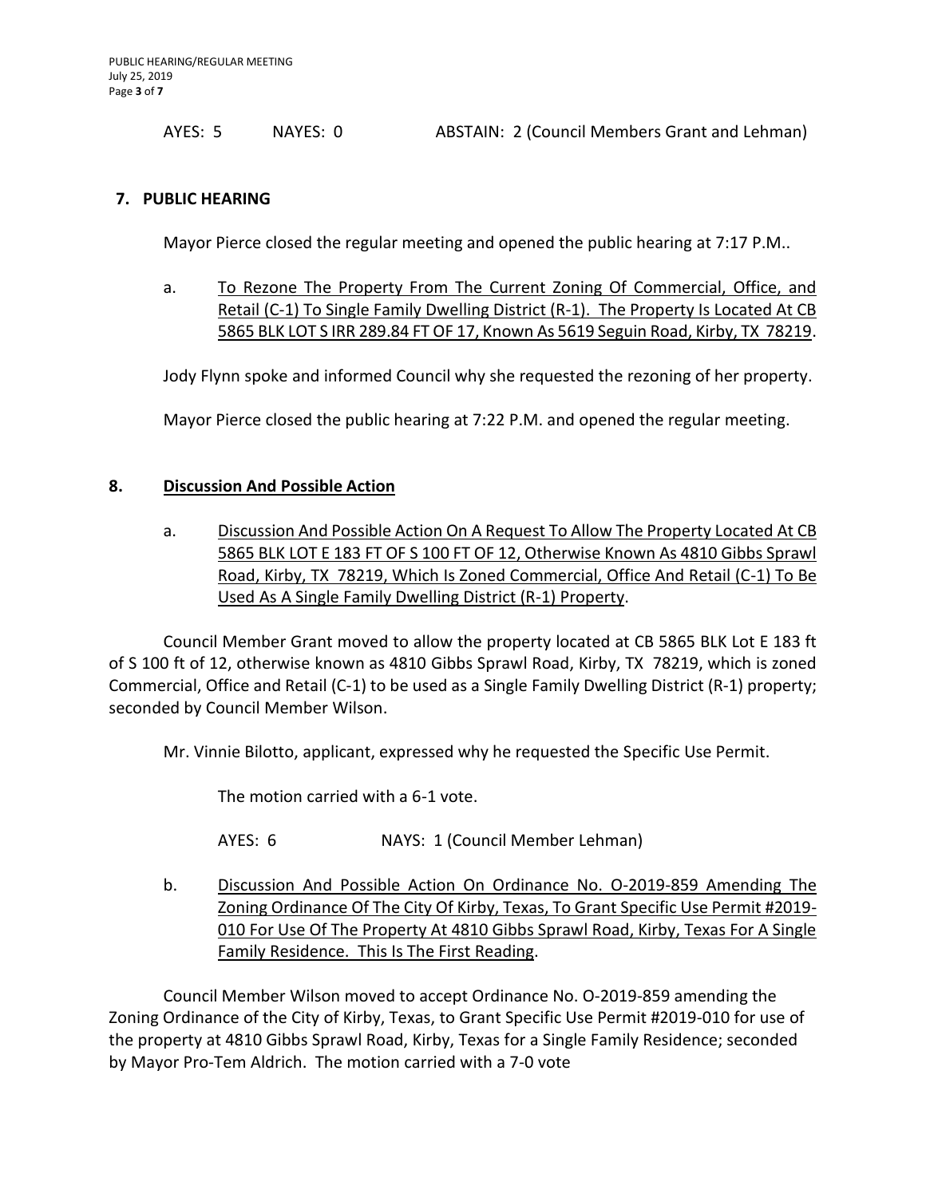AYES: 5 NAYES: 0 ABSTAIN: 2 (Council Members Grant and Lehman)

## 7. PUBLIC HEARING

Mayor Pierce closed the regular meeting and opened the public hearing at 7:17 P.M..

a. To Rezone The Property From The Current Zoning Of Commercial, Office, and Retail (C-1) To Single Family Dwelling District (R-1). The Property Is Located At CB 5865 BLK LOT S IRR 289.84 FT OF 17, Known As 5619 Seguin Road, Kirby, TX 78219.

Jody Flynn spoke and informed Council why she requested the rezoning of her property.

Mayor Pierce closed the public hearing at 7:22 P.M. and opened the regular meeting.

## 8. Discussion And Possible Action

a. Discussion And Possible Action On A Request To Allow The Property Located At CB 5865 BLK LOT E 183 FT OF S 100 FT OF 12, Otherwise Known As 4810 Gibbs Sprawl Road, Kirby, TX 78219, Which Is Zoned Commercial, Office And Retail (C-1) To Be Used As A Single Family Dwelling District (R-1) Property.

Council Member Grant moved to allow the property located at CB 5865 BLK Lot E 183 ft of S 100 ft of 12, otherwise known as 4810 Gibbs Sprawl Road, Kirby, TX 78219, which is zoned Commercial, Office and Retail (C-1) to be used as a Single Family Dwelling District (R-1) property; seconded by Council Member Wilson.

Mr. Vinnie Bilotto, applicant, expressed why he requested the Specific Use Permit.

The motion carried with a 6-1 vote.

AYES: 6 NAYS: 1 (Council Member Lehman)

b. Discussion And Possible Action On Ordinance No. O-2019-859 Amending The Zoning Ordinance Of The City Of Kirby, Texas, To Grant Specific Use Permit #2019-010 For Use Of The Property At 4810 Gibbs Sprawl Road, Kirby, Texas For A Single Family Residence. This Is The First Reading.

Council Member Wilson moved to accept Ordinance No. O-2019-859 amending the Zoning Ordinance of the City of Kirby, Texas, to Grant Specific Use Permit #2019-010 for use of the property at 4810 Gibbs Sprawl Road, Kirby, Texas for a Single Family Residence; seconded by Mayor Pro-Tem Aldrich. The motion carried with a 7-0 vote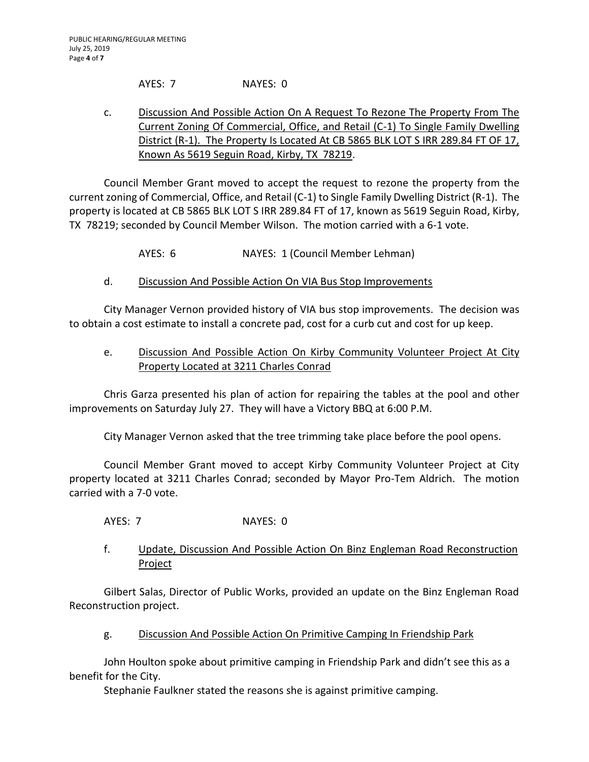AYES: 7 NAYES: 0

c. Discussion And Possible Action On A Request To Rezone The Property From The Current Zoning Of Commercial, Office, and Retail (C-1) To Single Family Dwelling District (R-1). The Property Is Located At CB 5865 BLK LOT S IRR 289.84 FT OF 17, Known As 5619 Seguin Road, Kirby, TX 78219.

Council Member Grant moved to accept the request to rezone the property from the current zoning of Commercial, Office, and Retail (C-1) to Single Family Dwelling District (R-1). The property is located at CB 5865 BLK LOT S IRR 289.84 FT of 17, known as 5619 Seguin Road, Kirby, TX 78219; seconded by Council Member Wilson. The motion carried with a 6-1 vote.

AYES: 6 NAYES: 1 (Council Member Lehman)

d. Discussion And Possible Action On VIA Bus Stop Improvements

City Manager Vernon provided history of VIA bus stop improvements. The decision was to obtain a cost estimate to install a concrete pad, cost for a curb cut and cost for up keep.

e. Discussion And Possible Action On Kirby Community Volunteer Project At City Property Located at 3211 Charles Conrad

Chris Garza presented his plan of action for repairing the tables at the pool and other improvements on Saturday July 27. They will have a Victory BBQ at 6:00 P.M.

City Manager Vernon asked that the tree trimming take place before the pool opens.

Council Member Grant moved to accept Kirby Community Volunteer Project at City property located at 3211 Charles Conrad; seconded by Mayor Pro-Tem Aldrich. The motion carried with a 7-0 vote.

AYES: 7 NAYES: 0

f. Update, Discussion And Possible Action On Binz Engleman Road Reconstruction Project

Gilbert Salas, Director of Public Works, provided an update on the Binz Engleman Road Reconstruction project.

g. Discussion And Possible Action On Primitive Camping In Friendship Park

John Houlton spoke about primitive camping in Friendship Park and didn't see this as a benefit for the City.

Stephanie Faulkner stated the reasons she is against primitive camping.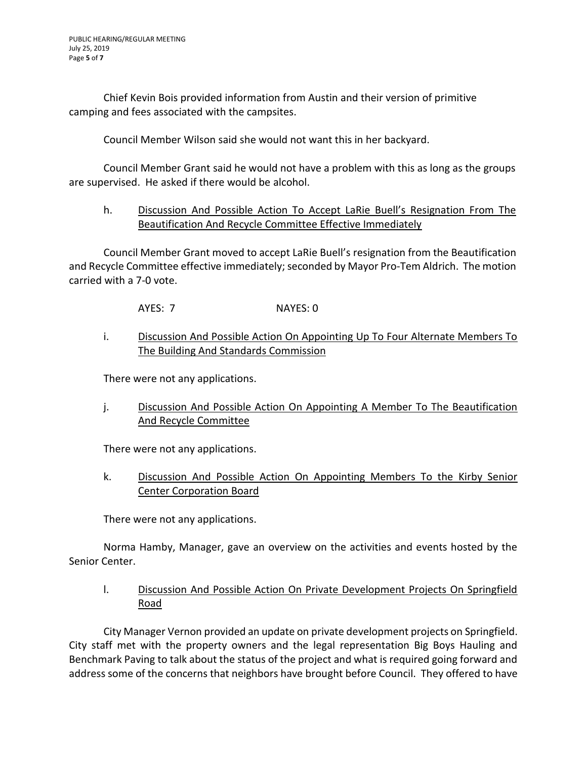Chief Kevin Bois provided information from Austin and their version of primitive camping and fees associated with the campsites.

Council Member Wilson said she would not want this in her backyard.

Council Member Grant said he would not have a problem with this as long as the groups are supervised. He asked if there would be alcohol.

h. <u>Discussion And Possible Action To Accept LaRie Buell's Resignation From The Beautification And Recycle Committee Effective Immediately</u>

Council Member Grant moved to accept LaRie Buell's resignation from the Beautification and Recycle Committee effective immediately; seconded by Mayor Pro-Tem Aldrich. The motion carried with a 7-0 vote.

AYES: 7 NAYES: 0

i. <u>Discussion And Possible Action On Appointing Up To Four Alternate Members To The Building And Standards Commission</u>

There were not any applications.

j. <u>Discussion And Possible Action On Appointing A Member To The Beautification And Recycle Committee</u>

There were not any applications.

k. <u>Discussion And Possible Action On Appointing Members To the Kirby Senior Center Corporation Board</u>

There were not any applications.

Norma Hamby, Manager, gave an overview on the activities and events hosted by the Senior Center.

l. <u>Discussion And Possible Action On Private Development Projects On Springfield Road</u>

City Manager Vernon provided an update on private development projects on Springfield. City staff met with the property owners and the legal representation Big Boys Hauling and Benchmark Paving to talk about the status of the project and what is required going forward and address some of the concerns that neighbors have brought before Council. They offered to have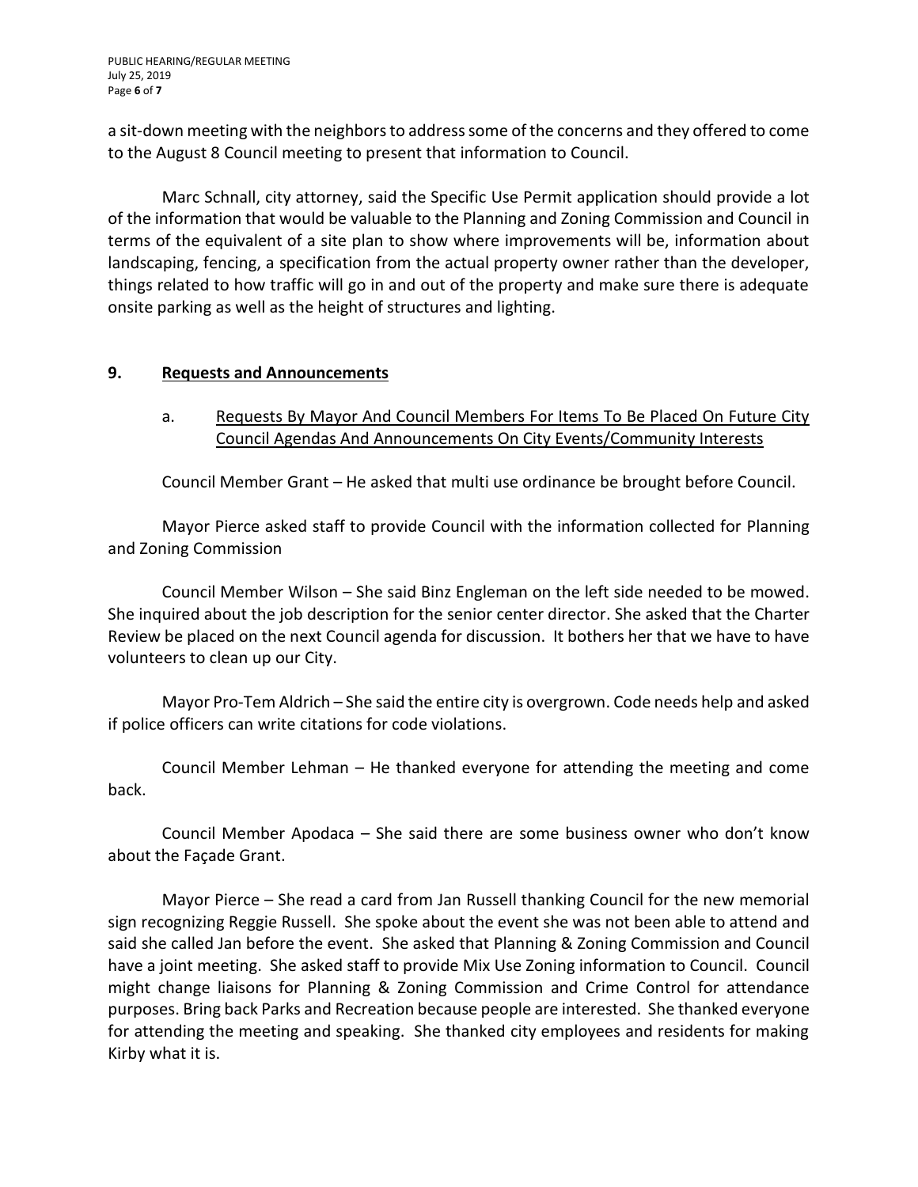a sit-down meeting with the neighbors to address some of the concerns and they offered to come to the August 8 Council meeting to present that information to Council.

Marc Schnall, city attorney, said the Specific Use Permit application should provide a lot of the information that would be valuable to the Planning and Zoning Commission and Council in terms of the equivalent of a site plan to show where improvements will be, information about landscaping, fencing, a specification from the actual property owner rather than the developer, things related to how traffic will go in and out of the property and make sure there is adequate onsite parking as well as the height of structures and lighting.

## 9. Requests and Announcements

a. Requests By Mayor And Council Members For Items To Be Placed On Future City Council Agendas And Announcements On City Events/Community Interests

Council Member Grant – He asked that multi use ordinance be brought before Council.

Mayor Pierce asked staff to provide Council with the information collected for Planning and Zoning Commission

Council Member Wilson – She said Binz Engleman on the left side needed to be mowed. She inquired about the job description for the senior center director. She asked that the Charter Review be placed on the next Council agenda for discussion. It bothers her that we have to have volunteers to clean up our City.

Mayor Pro-Tem Aldrich – She said the entire city is overgrown. Code needs help and asked if police officers can write citations for code violations.

Council Member Lehman – He thanked everyone for attending the meeting and come back.

Council Member Apodaca – She said there are some business owner who don't know about the Façade Grant.

Mayor Pierce – She read a card from Jan Russell thanking Council for the new memorial sign recognizing Reggie Russell. She spoke about the event she was not been able to attend and said she called Jan before the event. She asked that Planning & Zoning Commission and Council have a joint meeting. She asked staff to provide Mix Use Zoning information to Council. Council might change liaisons for Planning & Zoning Commission and Crime Control for attendance purposes. Bring back Parks and Recreation because people are interested. She thanked everyone for attending the meeting and speaking. She thanked city employees and residents for making Kirby what it is.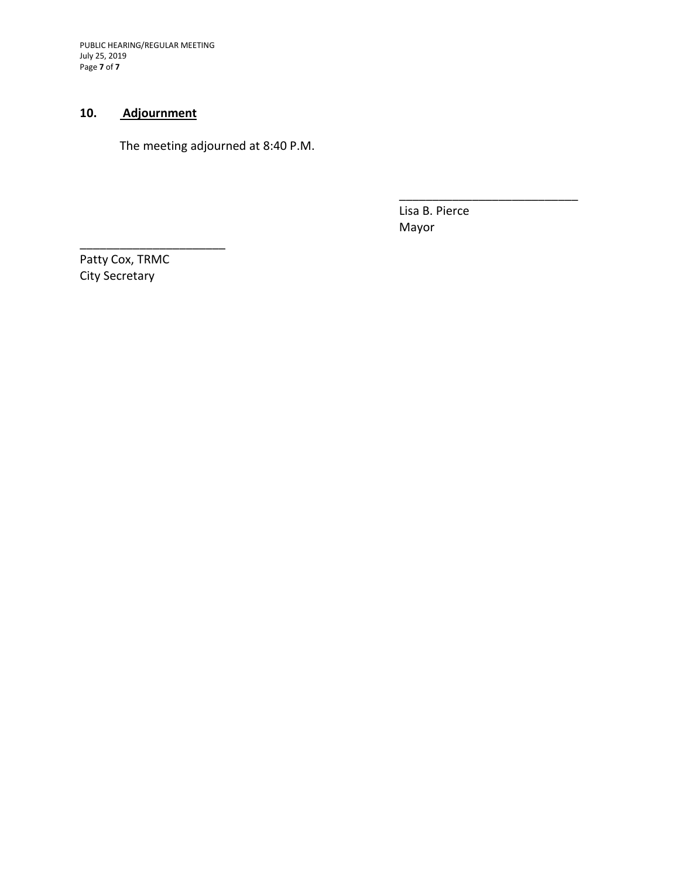## 10. Adjournment

The meeting adjourned at 8:40 P.M.

\_\_\_\_\_\_\_\_\_\_\_\_\_\_\_\_\_\_\_\_\_\_\_\_\_\_\_\_
Lisa B. Pierce
Mayor

\_\_\_\_\_\_\_\_\_\_\_\_\_\_\_\_\_\_\_\_\_\_\_\_\_
Patty Cox, TRMC
City Secretary